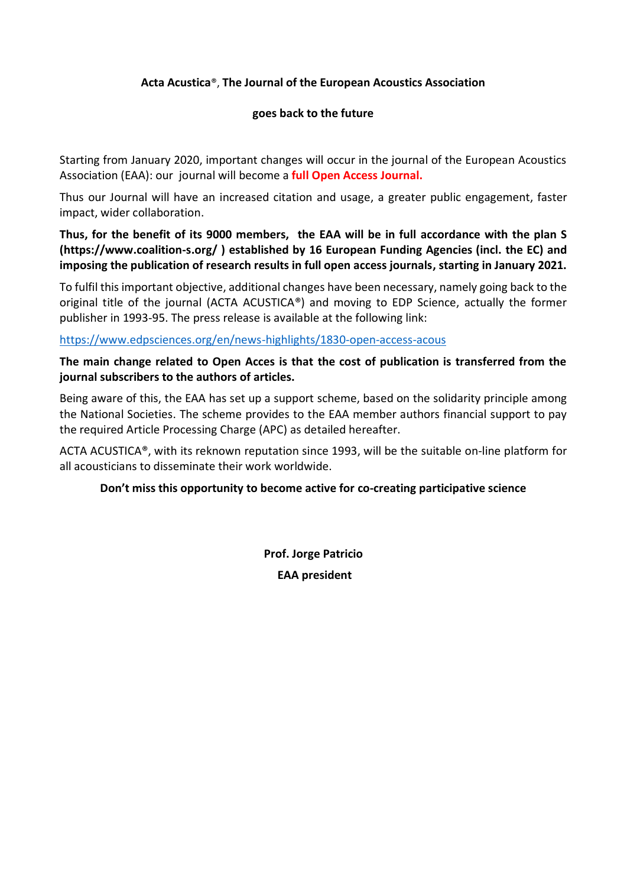**Acta Acustica®, The Journal of the European Acoustics Association**

**goes back to the future**

Starting from January 2020, important changes will occur in the journal of the European Acoustics Association (EAA): our journal will become a **full Open Access Journal.**

Thus our Journal will have an increased citation and usage, a greater public engagement, faster impact, wider collaboration.

**Thus, for the benefit of its 9000 members, the EAA will be in full accordance with the plan S (https://www.coalition-s.org/ ) established by 16 European Funding Agencies (incl. the EC) and imposing the publication of research results in full open access journals, starting in January 2021.**

To fulfil this important objective, additional changes have been necessary, namely going back to the original title of the journal (ACTA ACUSTICA®) and moving to EDP Science, actually the former publisher in 1993-95. The press release is available at the following link:

https://www.edpsciences.org/en/news-highlights/1830-open-access-acous

**The main change related to Open Acces is that the cost of publication is transferred from the journal subscribers to the authors of articles.**

Being aware of this, the EAA has set up a support scheme, based on the solidarity principle among the National Societies. The scheme provides to the EAA member authors financial support to pay the required Article Processing Charge (APC) as detailed hereafter.

ACTA ACUSTICA®, with its reknown reputation since 1993, will be the suitable on-line platform for all acousticians to disseminate their work worldwide.

**Don't miss this opportunity to become active for co-creating participative science**

**Prof. Jorge Patricio**
**EAA president**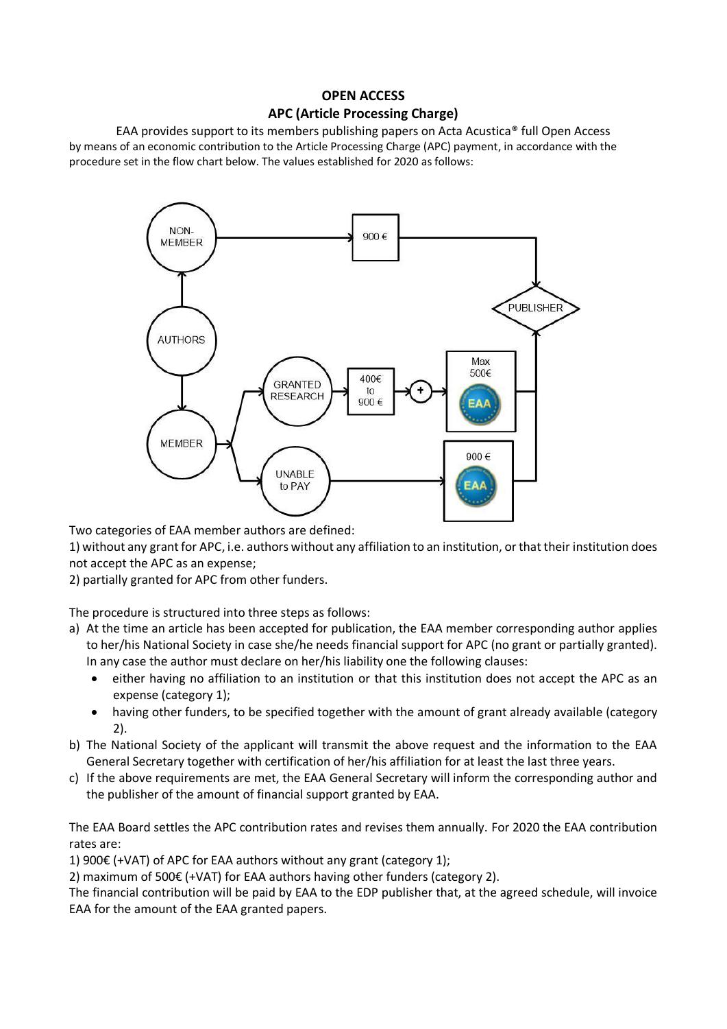# OPEN ACCESS

## APC (Article Processing Charge)

EAA provides support to its members publishing papers on Acta Acustica® full Open Access by means of an economic contribution to the Article Processing Charge (APC) payment, in accordance with the procedure set in the flow chart below. The values established for 2020 as follows:

NON-MEMBER
900 €
PUBLISHER
AUTHORS
GRANTED RESEARCH
400€ to 900 €
+
Max 500€
EAA
MEMBER
UNABLE to PAY
900 €
EAA

Two categories of EAA member authors are defined:

1) without any grant for APC, i.e. authors without any affiliation to an institution, or that their institution does not accept the APC as an expense;
2) partially granted for APC from other funders.

The procedure is structured into three steps as follows:

a) At the time an article has been accepted for publication, the EAA member corresponding author applies to her/his National Society in case she/he needs financial support for APC (no grant or partially granted). In any case the author must declare on her/his liability one the following clauses:
   - either having no affiliation to an institution or that this institution does not accept the APC as an expense (category 1);
   - having other funders, to be specified together with the amount of grant already available (category 2).
b) The National Society of the applicant will transmit the above request and the information to the EAA General Secretary together with certification of her/his affiliation for at least the last three years.
c) If the above requirements are met, the EAA General Secretary will inform the corresponding author and the publisher of the amount of financial support granted by EAA.

The EAA Board settles the APC contribution rates and revises them annually. For 2020 the EAA contribution rates are:

1) 900€ (+VAT) of APC for EAA authors without any grant (category 1);
2) maximum of 500€ (+VAT) for EAA authors having other funders (category 2).

The financial contribution will be paid by EAA to the EDP publisher that, at the agreed schedule, will invoice EAA for the amount of the EAA granted papers.